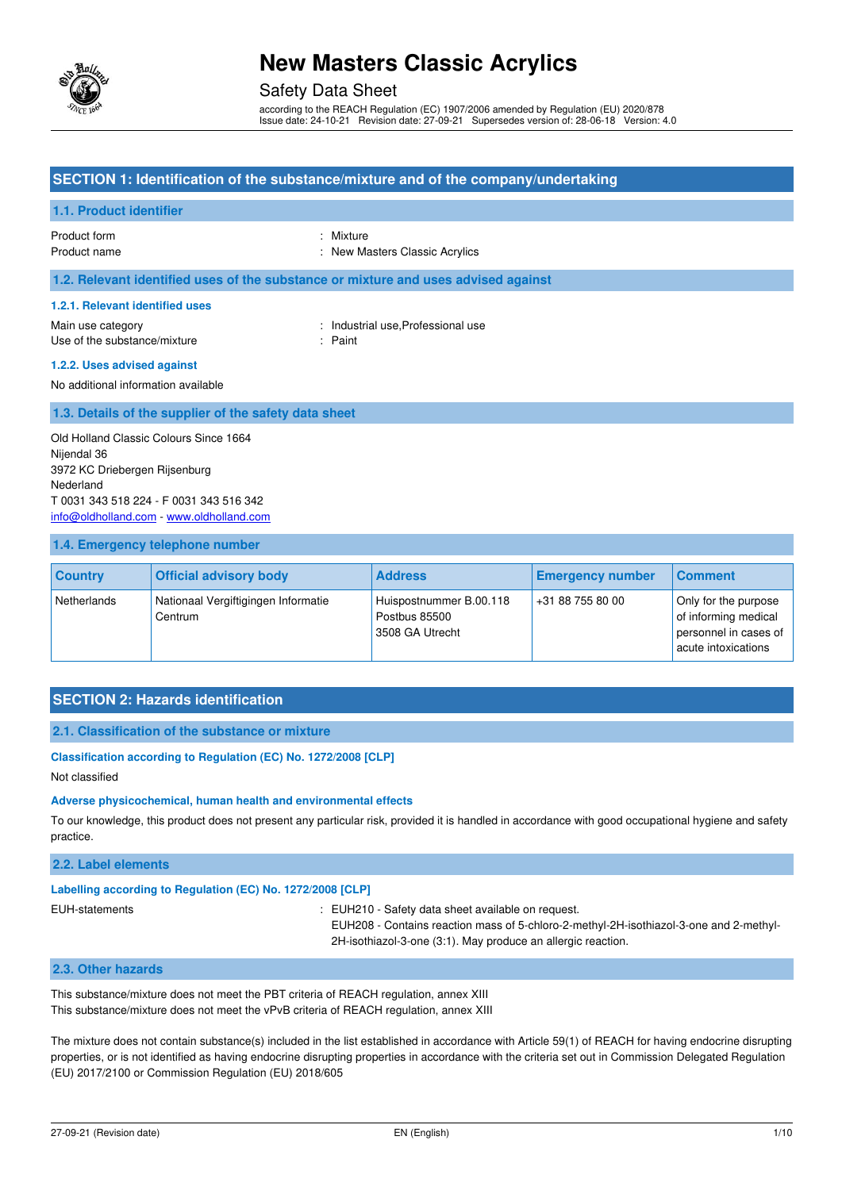# New Masters Classic Acrylics

Safety Data Sheet

according to the REACH Regulation (EC) 1907/2006 amended by Regulation (EU) 2020/878
Issue date: 24-10-21 Revision date: 27-09-21 Supersedes version of: 28-06-18 Version: 4.0

## SECTION 1: Identification of the substance/mixture and of the company/undertaking

### 1.1. Product identifier

Product form : Mixture
Product name : New Masters Classic Acrylics

### 1.2. Relevant identified uses of the substance or mixture and uses advised against

#### 1.2.1. Relevant identified uses

Main use category : Industrial use,Professional use
Use of the substance/mixture : Paint

#### 1.2.2. Uses advised against

No additional information available

### 1.3. Details of the supplier of the safety data sheet

Old Holland Classic Colours Since 1664
Nijendal 36
3972 KC Driebergen Rijsenburg
Nederland
T 0031 343 518 224 - F 0031 343 516 342
info@oldholland.com - www.oldholland.com

### 1.4. Emergency telephone number

| Country | Official advisory body | Address | Emergency number | Comment |
|---|---|---|---|---|
| Netherlands | Nationaal Vergiftigingen Informatie Centrum | Huispostnummer B.00.118 Postbus 85500 3508 GA Utrecht | +31 88 755 80 00 | Only for the purpose of informing medical personnel in cases of acute intoxications |

## SECTION 2: Hazards identification

### 2.1. Classification of the substance or mixture

#### Classification according to Regulation (EC) No. 1272/2008 [CLP]

Not classified

#### Adverse physicochemical, human health and environmental effects

To our knowledge, this product does not present any particular risk, provided it is handled in accordance with good occupational hygiene and safety practice.

### 2.2. Label elements

#### Labelling according to Regulation (EC) No. 1272/2008 [CLP]

EUH-statements : EUH210 - Safety data sheet available on request.
EUH208 - Contains reaction mass of 5-chloro-2-methyl-2H-isothiazol-3-one and 2-methyl-2H-isothiazol-3-one (3:1). May produce an allergic reaction.

### 2.3. Other hazards

This substance/mixture does not meet the PBT criteria of REACH regulation, annex XIII
This substance/mixture does not meet the vPvB criteria of REACH regulation, annex XIII

The mixture does not contain substance(s) included in the list established in accordance with Article 59(1) of REACH for having endocrine disrupting properties, or is not identified as having endocrine disrupting properties in accordance with the criteria set out in Commission Delegated Regulation (EU) 2017/2100 or Commission Regulation (EU) 2018/605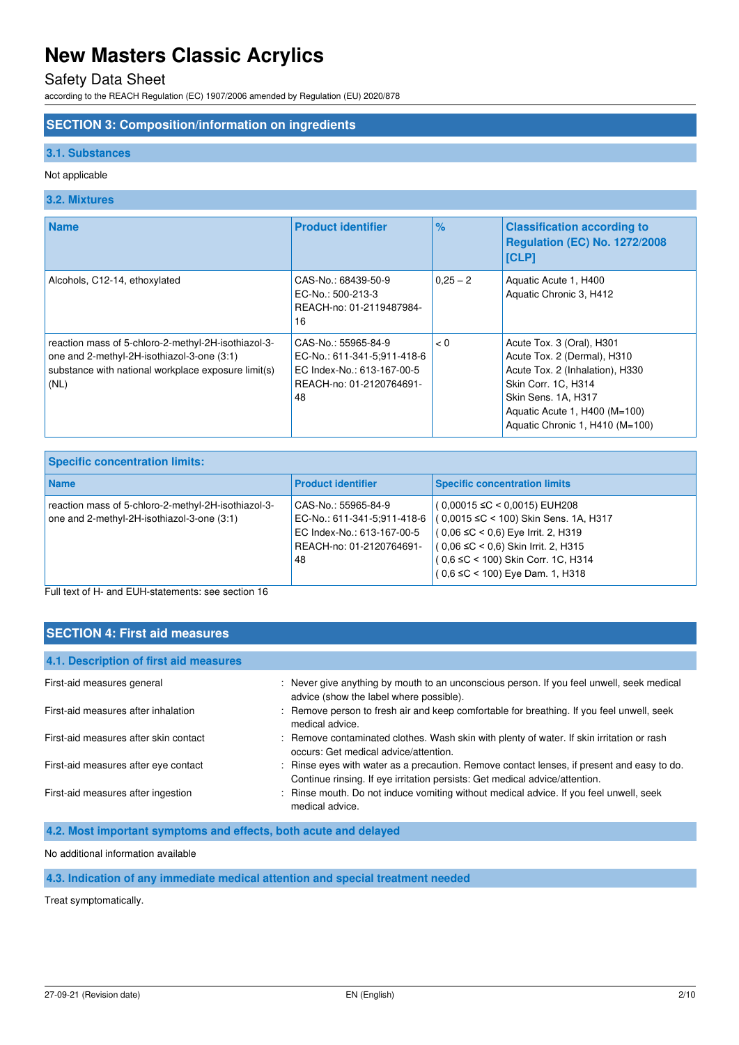# New Masters Classic Acrylics

Safety Data Sheet

according to the REACH Regulation (EC) 1907/2006 amended by Regulation (EU) 2020/878

## SECTION 3: Composition/information on ingredients

### 3.1. Substances

Not applicable

### 3.2. Mixtures

| Name | Product identifier | % | Classification according to Regulation (EC) No. 1272/2008 [CLP] |
|---|---|---|---|
| Alcohols, C12-14, ethoxylated | CAS-No.: 68439-50-9<br>EC-No.: 500-213-3<br>REACH-no: 01-2119487984-16 | 0,25 – 2 | Aquatic Acute 1, H400<br>Aquatic Chronic 3, H412 |
| reaction mass of 5-chloro-2-methyl-2H-isothiazol-3-one and 2-methyl-2H-isothiazol-3-one (3:1)<br>substance with national workplace exposure limit(s) (NL) | CAS-No.: 55965-84-9<br>EC-No.: 611-341-5;911-418-6<br>EC Index-No.: 613-167-00-5<br>REACH-no: 01-2120764691-48 | < 0 | Acute Tox. 3 (Oral), H301<br>Acute Tox. 2 (Dermal), H310<br>Acute Tox. 2 (Inhalation), H330<br>Skin Corr. 1C, H314<br>Skin Sens. 1A, H317<br>Aquatic Acute 1, H400 (M=100)<br>Aquatic Chronic 1, H410 (M=100) |

| Specific concentration limits: | | |
|---|---|---|
| **Name** | **Product identifier** | **Specific concentration limits** |
| reaction mass of 5-chloro-2-methyl-2H-isothiazol-3-one and 2-methyl-2H-isothiazol-3-one (3:1) | CAS-No.: 55965-84-9<br>EC-No.: 611-341-5;911-418-6<br>EC Index-No.: 613-167-00-5<br>REACH-no: 01-2120764691-48 | ( 0,00015 ≤C < 0,0015) EUH208<br>( 0,0015 ≤C < 100) Skin Sens. 1A, H317<br>( 0,06 ≤C < 0,6) Eye Irrit. 2, H319<br>( 0,06 ≤C < 0,6) Skin Irrit. 2, H315<br>( 0,6 ≤C < 100) Skin Corr. 1C, H314<br>( 0,6 ≤C < 100) Eye Dam. 1, H318 |

Full text of H- and EUH-statements: see section 16

## SECTION 4: First aid measures

### 4.1. Description of first aid measures

First-aid measures general : Never give anything by mouth to an unconscious person. If you feel unwell, seek medical advice (show the label where possible).

First-aid measures after inhalation : Remove person to fresh air and keep comfortable for breathing. If you feel unwell, seek medical advice.

First-aid measures after skin contact : Remove contaminated clothes. Wash skin with plenty of water. If skin irritation or rash occurs: Get medical advice/attention.

First-aid measures after eye contact : Rinse eyes with water as a precaution. Remove contact lenses, if present and easy to do. Continue rinsing. If eye irritation persists: Get medical advice/attention.

First-aid measures after ingestion : Rinse mouth. Do not induce vomiting without medical advice. If you feel unwell, seek medical advice.

### 4.2. Most important symptoms and effects, both acute and delayed

No additional information available

### 4.3. Indication of any immediate medical attention and special treatment needed

Treat symptomatically.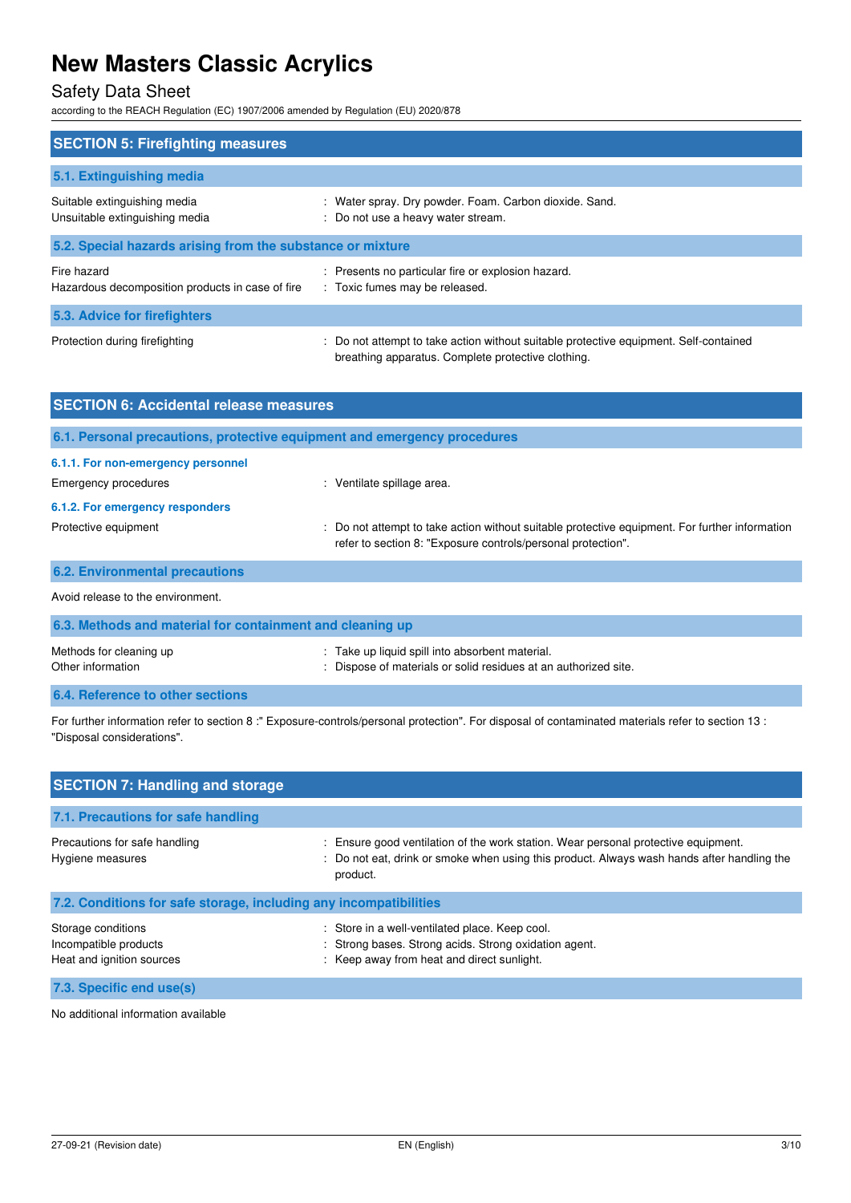## SECTION 5: Firefighting measures

### 5.1. Extinguishing media

| | |
|---|---|
| Suitable extinguishing media | : Water spray. Dry powder. Foam. Carbon dioxide. Sand. |
| Unsuitable extinguishing media | : Do not use a heavy water stream. |

### 5.2. Special hazards arising from the substance or mixture

| | |
|---|---|
| Fire hazard | : Presents no particular fire or explosion hazard. |
| Hazardous decomposition products in case of fire | : Toxic fumes may be released. |

### 5.3. Advice for firefighters

| | |
|---|---|
| Protection during firefighting | : Do not attempt to take action without suitable protective equipment. Self-contained breathing apparatus. Complete protective clothing. |

## SECTION 6: Accidental release measures

### 6.1. Personal precautions, protective equipment and emergency procedures

#### 6.1.1. For non-emergency personnel

| | |
|---|---|
| Emergency procedures | : Ventilate spillage area. |

#### 6.1.2. For emergency responders

| | |
|---|---|
| Protective equipment | : Do not attempt to take action without suitable protective equipment. For further information refer to section 8: "Exposure controls/personal protection". |

### 6.2. Environmental precautions

Avoid release to the environment.

### 6.3. Methods and material for containment and cleaning up

| | |
|---|---|
| Methods for cleaning up | : Take up liquid spill into absorbent material. |
| Other information | : Dispose of materials or solid residues at an authorized site. |

### 6.4. Reference to other sections

For further information refer to section 8 :" Exposure-controls/personal protection". For disposal of contaminated materials refer to section 13 : "Disposal considerations".

## SECTION 7: Handling and storage

### 7.1. Precautions for safe handling

| | |
|---|---|
| Precautions for safe handling | : Ensure good ventilation of the work station. Wear personal protective equipment. |
| Hygiene measures | : Do not eat, drink or smoke when using this product. Always wash hands after handling the product. |

### 7.2. Conditions for safe storage, including any incompatibilities

| | |
|---|---|
| Storage conditions | : Store in a well-ventilated place. Keep cool. |
| Incompatible products | : Strong bases. Strong acids. Strong oxidation agent. |
| Heat and ignition sources | : Keep away from heat and direct sunlight. |

### 7.3. Specific end use(s)

No additional information available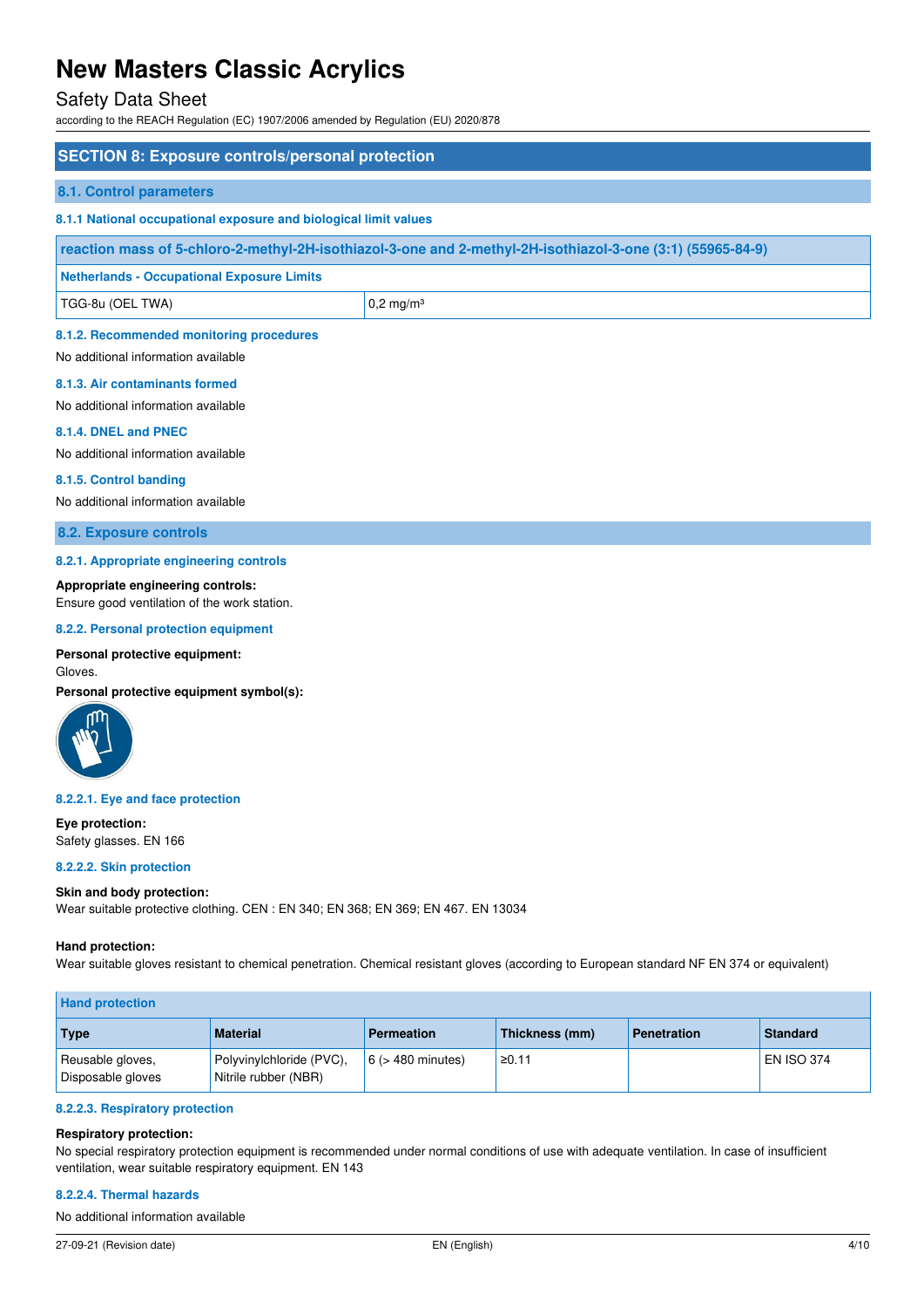## SECTION 8: Exposure controls/personal protection

### 8.1. Control parameters

#### 8.1.1 National occupational exposure and biological limit values

| reaction mass of 5-chloro-2-methyl-2H-isothiazol-3-one and 2-methyl-2H-isothiazol-3-one (3:1) (55965-84-9) | |
|---|---|
| **Netherlands - Occupational Exposure Limits** | |
| TGG-8u (OEL TWA) | 0,2 mg/m³ |

#### 8.1.2. Recommended monitoring procedures

No additional information available

#### 8.1.3. Air contaminants formed

No additional information available

#### 8.1.4. DNEL and PNEC

No additional information available

#### 8.1.5. Control banding

No additional information available

### 8.2. Exposure controls

#### 8.2.1. Appropriate engineering controls

**Appropriate engineering controls:**
Ensure good ventilation of the work station.

#### 8.2.2. Personal protection equipment

**Personal protective equipment:**
Gloves.

**Personal protective equipment symbol(s):**

#### 8.2.2.1. Eye and face protection

**Eye protection:**
Safety glasses. EN 166

#### 8.2.2.2. Skin protection

**Skin and body protection:**
Wear suitable protective clothing. CEN : EN 340; EN 368; EN 369; EN 467. EN 13034

**Hand protection:**
Wear suitable gloves resistant to chemical penetration. Chemical resistant gloves (according to European standard NF EN 374 or equivalent)

| Hand protection | | | | | |
|---|---|---|---|---|---|
| **Type** | **Material** | **Permeation** | **Thickness (mm)** | **Penetration** | **Standard** |
| Reusable gloves, Disposable gloves | Polyvinylchloride (PVC), Nitrile rubber (NBR) | 6 (> 480 minutes) | ≥0.11 | | EN ISO 374 |

#### 8.2.2.3. Respiratory protection

**Respiratory protection:**
No special respiratory protection equipment is recommended under normal conditions of use with adequate ventilation. In case of insufficient ventilation, wear suitable respiratory equipment. EN 143

#### 8.2.2.4. Thermal hazards

No additional information available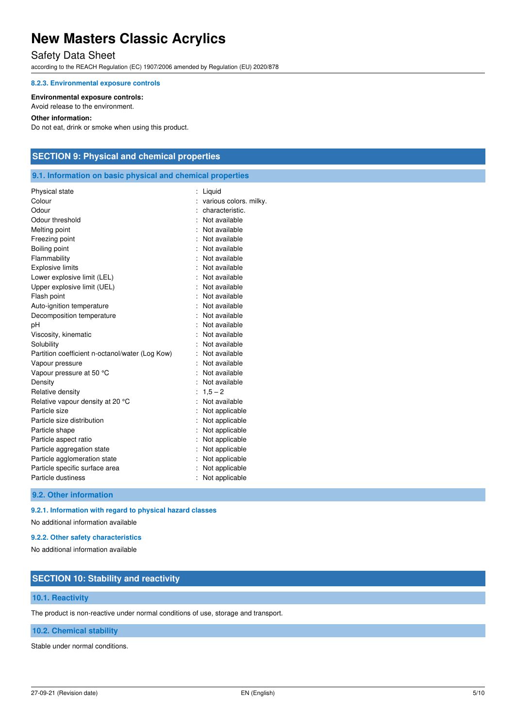#### 8.2.3. Environmental exposure controls

**Environmental exposure controls:**
Avoid release to the environment.

**Other information:**
Do not eat, drink or smoke when using this product.

## SECTION 9: Physical and chemical properties

### 9.1. Information on basic physical and chemical properties

| | |
|---|---|
| Physical state | : Liquid |
| Colour | : various colors. milky. |
| Odour | : characteristic. |
| Odour threshold | : Not available |
| Melting point | : Not available |
| Freezing point | : Not available |
| Boiling point | : Not available |
| Flammability | : Not available |
| Explosive limits | : Not available |
| Lower explosive limit (LEL) | : Not available |
| Upper explosive limit (UEL) | : Not available |
| Flash point | : Not available |
| Auto-ignition temperature | : Not available |
| Decomposition temperature | : Not available |
| pH | : Not available |
| Viscosity, kinematic | : Not available |
| Solubility | : Not available |
| Partition coefficient n-octanol/water (Log Kow) | : Not available |
| Vapour pressure | : Not available |
| Vapour pressure at 50 °C | : Not available |
| Density | : Not available |
| Relative density | : 1,5 – 2 |
| Relative vapour density at 20 °C | : Not available |
| Particle size | : Not applicable |
| Particle size distribution | : Not applicable |
| Particle shape | : Not applicable |
| Particle aspect ratio | : Not applicable |
| Particle aggregation state | : Not applicable |
| Particle agglomeration state | : Not applicable |
| Particle specific surface area | : Not applicable |
| Particle dustiness | : Not applicable |

### 9.2. Other information

#### 9.2.1. Information with regard to physical hazard classes

No additional information available

#### 9.2.2. Other safety characteristics

No additional information available

## SECTION 10: Stability and reactivity

### 10.1. Reactivity

The product is non-reactive under normal conditions of use, storage and transport.

### 10.2. Chemical stability

Stable under normal conditions.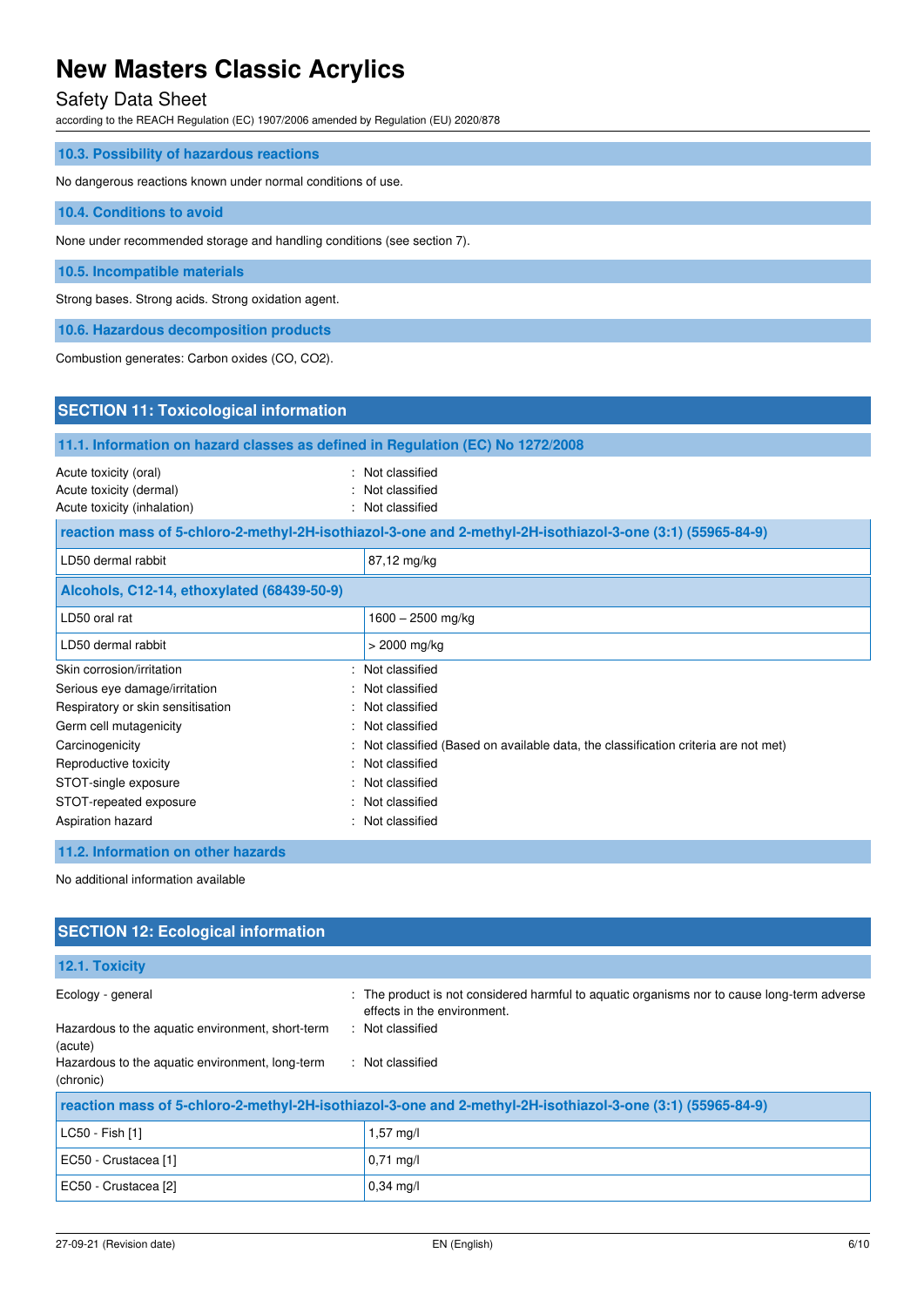### 10.3. Possibility of hazardous reactions

No dangerous reactions known under normal conditions of use.

### 10.4. Conditions to avoid

None under recommended storage and handling conditions (see section 7).

### 10.5. Incompatible materials

Strong bases. Strong acids. Strong oxidation agent.

### 10.6. Hazardous decomposition products

Combustion generates: Carbon oxides (CO, $CO_2$).

## SECTION 11: Toxicological information

### 11.1. Information on hazard classes as defined in Regulation (EC) No 1272/2008

| | |
|---|---|
| Acute toxicity (oral) | : Not classified |
| Acute toxicity (dermal) | : Not classified |
| Acute toxicity (inhalation) | : Not classified |

| reaction mass of 5-chloro-2-methyl-2H-isothiazol-3-one and 2-methyl-2H-isothiazol-3-one (3:1) (55965-84-9) | |
|---|---|
| LD50 dermal rabbit | 87,12 mg/kg |

| Alcohols, C12-14, ethoxylated (68439-50-9) | |
|---|---|
| LD50 oral rat | 1600 – 2500 mg/kg |
| LD50 dermal rabbit | > 2000 mg/kg |

| | |
|---|---|
| Skin corrosion/irritation | : Not classified |
| Serious eye damage/irritation | : Not classified |
| Respiratory or skin sensitisation | : Not classified |
| Germ cell mutagenicity | : Not classified |
| Carcinogenicity | : Not classified (Based on available data, the classification criteria are not met) |
| Reproductive toxicity | : Not classified |
| STOT-single exposure | : Not classified |
| STOT-repeated exposure | : Not classified |
| Aspiration hazard | : Not classified |

### 11.2. Information on other hazards

No additional information available

## SECTION 12: Ecological information

### 12.1. Toxicity

| | |
|---|---|
| Ecology - general | : The product is not considered harmful to aquatic organisms nor to cause long-term adverse effects in the environment. |
| Hazardous to the aquatic environment, short-term (acute) | : Not classified |
| Hazardous to the aquatic environment, long-term (chronic) | : Not classified |

| reaction mass of 5-chloro-2-methyl-2H-isothiazol-3-one and 2-methyl-2H-isothiazol-3-one (3:1) (55965-84-9) | |
|---|---|
| LC50 - Fish [1] | 1,57 mg/l |
| EC50 - Crustacea [1] | 0,71 mg/l |
| EC50 - Crustacea [2] | 0,34 mg/l |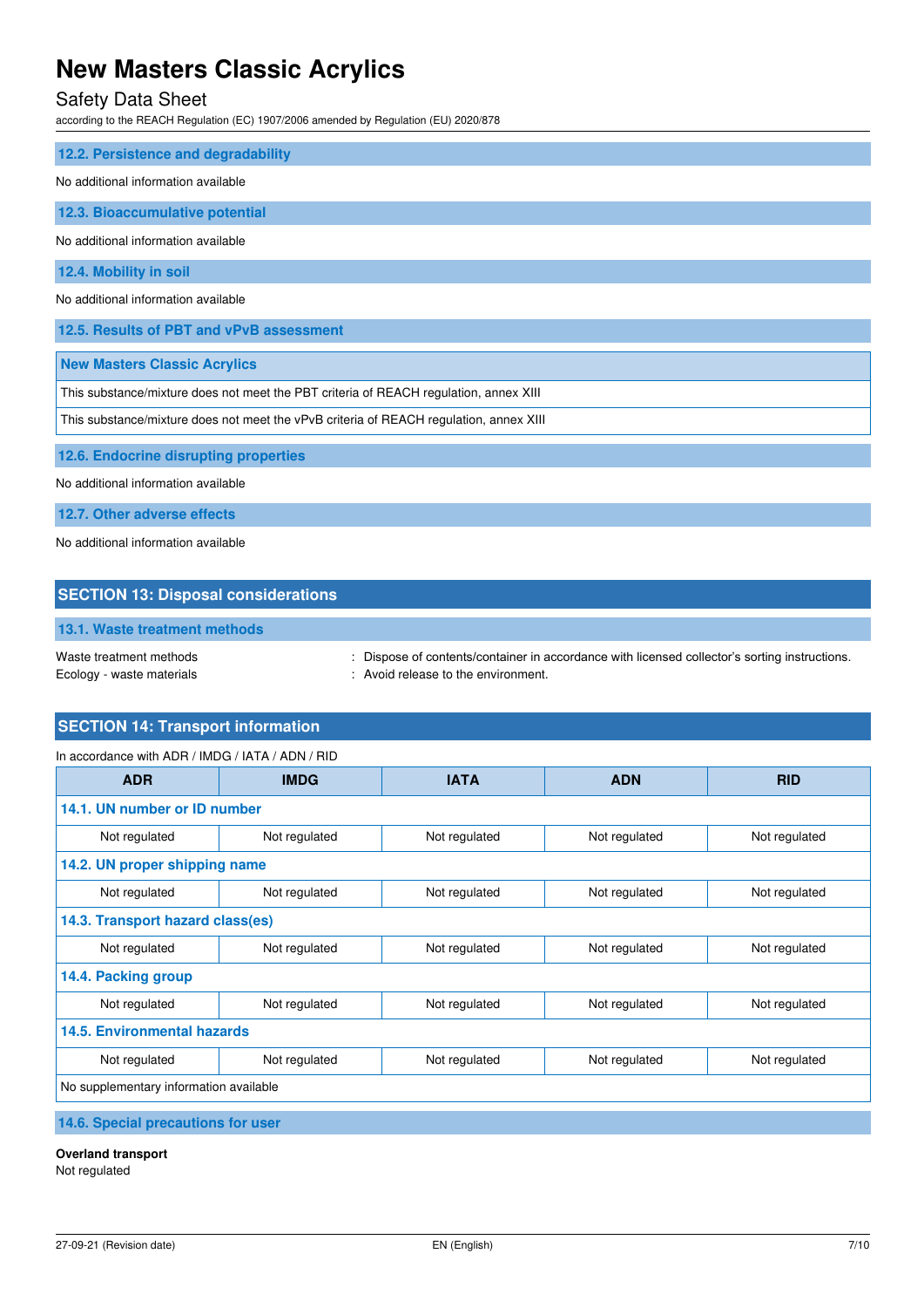### 12.2. Persistence and degradability

No additional information available

### 12.3. Bioaccumulative potential

No additional information available

### 12.4. Mobility in soil

No additional information available

### 12.5. Results of PBT and vPvB assessment

| New Masters Classic Acrylics |
|---|
| This substance/mixture does not meet the PBT criteria of REACH regulation, annex XIII |
| This substance/mixture does not meet the vPvB criteria of REACH regulation, annex XIII |

### 12.6. Endocrine disrupting properties

No additional information available

### 12.7. Other adverse effects

No additional information available

## SECTION 13: Disposal considerations

### 13.1. Waste treatment methods

Waste treatment methods : Dispose of contents/container in accordance with licensed collector's sorting instructions.

Ecology - waste materials : Avoid release to the environment.

## SECTION 14: Transport information

In accordance with ADR / IMDG / IATA / ADN / RID

| ADR | IMDG | IATA | ADN | RID |
|---|---|---|---|---|
| **14.1. UN number or ID number** | | | | |
| Not regulated | Not regulated | Not regulated | Not regulated | Not regulated |
| **14.2. UN proper shipping name** | | | | |
| Not regulated | Not regulated | Not regulated | Not regulated | Not regulated |
| **14.3. Transport hazard class(es)** | | | | |
| Not regulated | Not regulated | Not regulated | Not regulated | Not regulated |
| **14.4. Packing group** | | | | |
| Not regulated | Not regulated | Not regulated | Not regulated | Not regulated |
| **14.5. Environmental hazards** | | | | |
| Not regulated | Not regulated | Not regulated | Not regulated | Not regulated |
| No supplementary information available | | | | |

### 14.6. Special precautions for user

**Overland transport**

Not regulated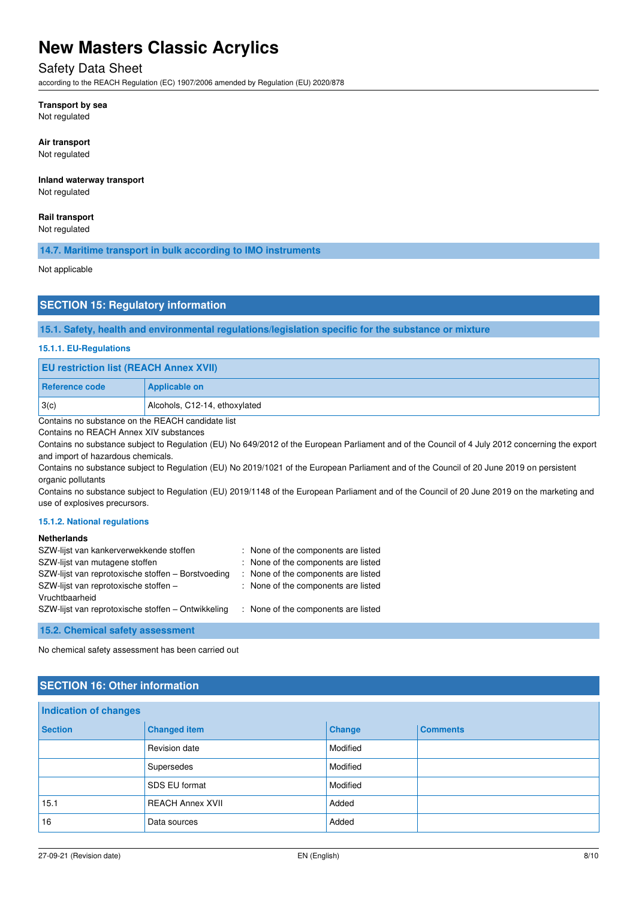**Transport by sea**

Not regulated

**Air transport**

Not regulated

**Inland waterway transport**

Not regulated

**Rail transport**

Not regulated

### 14.7. Maritime transport in bulk according to IMO instruments

Not applicable

## SECTION 15: Regulatory information

### 15.1. Safety, health and environmental regulations/legislation specific for the substance or mixture

#### 15.1.1. EU-Regulations

| EU restriction list (REACH Annex XVII) | |
|---|---|
| **Reference code** | **Applicable on** |
| 3(c) | Alcohols, C12-14, ethoxylated |

Contains no substance on the REACH candidate list

Contains no REACH Annex XIV substances

Contains no substance subject to Regulation (EU) No 649/2012 of the European Parliament and of the Council of 4 July 2012 concerning the export and import of hazardous chemicals.

Contains no substance subject to Regulation (EU) No 2019/1021 of the European Parliament and of the Council of 20 June 2019 on persistent organic pollutants

Contains no substance subject to Regulation (EU) 2019/1148 of the European Parliament and of the Council of 20 June 2019 on the marketing and use of explosives precursors.

#### 15.1.2. National regulations

**Netherlands**

| | |
|---|---|
| SZW-lijst van kankerverwekkende stoffen | : None of the components are listed |
| SZW-lijst van mutagene stoffen | : None of the components are listed |
| SZW-lijst van reprotoxische stoffen – Borstvoeding | : None of the components are listed |
| SZW-lijst van reprotoxische stoffen – Vruchtbaarheid | : None of the components are listed |
| SZW-lijst van reprotoxische stoffen – Ontwikkeling | : None of the components are listed |

### 15.2. Chemical safety assessment

No chemical safety assessment has been carried out

## SECTION 16: Other information

| Indication of changes | | | |
|---|---|---|---|
| **Section** | **Changed item** | **Change** | **Comments** |
| | Revision date | Modified | |
| | Supersedes | Modified | |
| | SDS EU format | Modified | |
| 15.1 | REACH Annex XVII | Added | |
| 16 | Data sources | Added | |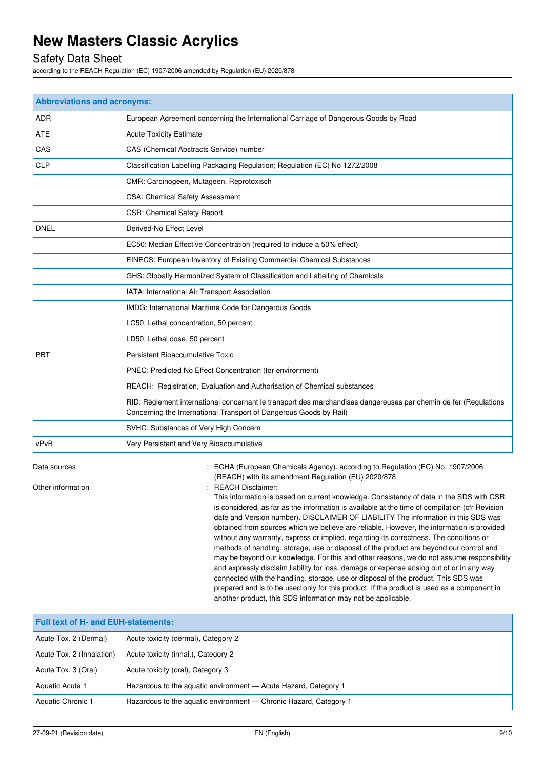| Abbreviations and acronyms: | |
|---|---|
| ADR | European Agreement concerning the International Carriage of Dangerous Goods by Road |
| ATE | Acute Toxicity Estimate |
| CAS | CAS (Chemical Abstracts Service) number |
| CLP | Classification Labelling Packaging Regulation; Regulation (EC) No 1272/2008 |
| | CMR: Carcinogeen, Mutageen, Reprotoxisch |
| | CSA: Chemical Safety Assessment |
| | CSR: Chemical Safety Report |
| DNEL | Derived-No Effect Level |
| | EC50: Median Effective Concentration (required to induce a 50% effect) |
| | EINECS: European Inventory of Existing Commercial Chemical Substances |
| | GHS: Globally Harmonized System of Classification and Labelling of Chemicals |
| | IATA: International Air Transport Association |
| | IMDG: International Maritime Code for Dangerous Goods |
| | LC50: Lethal concentration, 50 percent |
| | LD50: Lethal dose, 50 percent |
| PBT | Persistent Bioaccumulative Toxic |
| | PNEC: Predicted No Effect Concentration (for environment) |
| | REACH: Registration, Evaluation and Authorisation of Chemical substances |
| | RID: Règlement international concernant le transport des marchandises dangereuses par chemin de fer (Regulations Concerning the International Transport of Dangerous Goods by Rail) |
| | SVHC: Substances of Very High Concern |
| vPvB | Very Persistent and Very Bioaccumulative |

Data sources : ECHA (European Chemicals Agency). according to Regulation (EC) No. 1907/2006 (REACH) with its amendment Regulation (EU) 2020/878.

Other information : REACH Disclaimer:
This information is based on current knowledge. Consistency of data in the SDS with CSR is considered, as far as the information is available at the time of compilation (cfr Revision date and Version number). DISCLAIMER OF LIABILITY The information in this SDS was obtained from sources which we believe are reliable. However, the information is provided without any warranty, express or implied, regarding its correctness. The conditions or methods of handling, storage, use or disposal of the product are beyond our control and may be beyond our knowledge. For this and other reasons, we do not assume responsibility and expressly disclaim liability for loss, damage or expense arising out of or in any way connected with the handling, storage, use or disposal of the product. This SDS was prepared and is to be used only for this product. If the product is used as a component in another product, this SDS information may not be applicable.

| Full text of H- and EUH-statements: | |
|---|---|
| Acute Tox. 2 (Dermal) | Acute toxicity (dermal), Category 2 |
| Acute Tox. 2 (Inhalation) | Acute toxicity (inhal.), Category 2 |
| Acute Tox. 3 (Oral) | Acute toxicity (oral), Category 3 |
| Aquatic Acute 1 | Hazardous to the aquatic environment — Acute Hazard, Category 1 |
| Aquatic Chronic 1 | Hazardous to the aquatic environment — Chronic Hazard, Category 1 |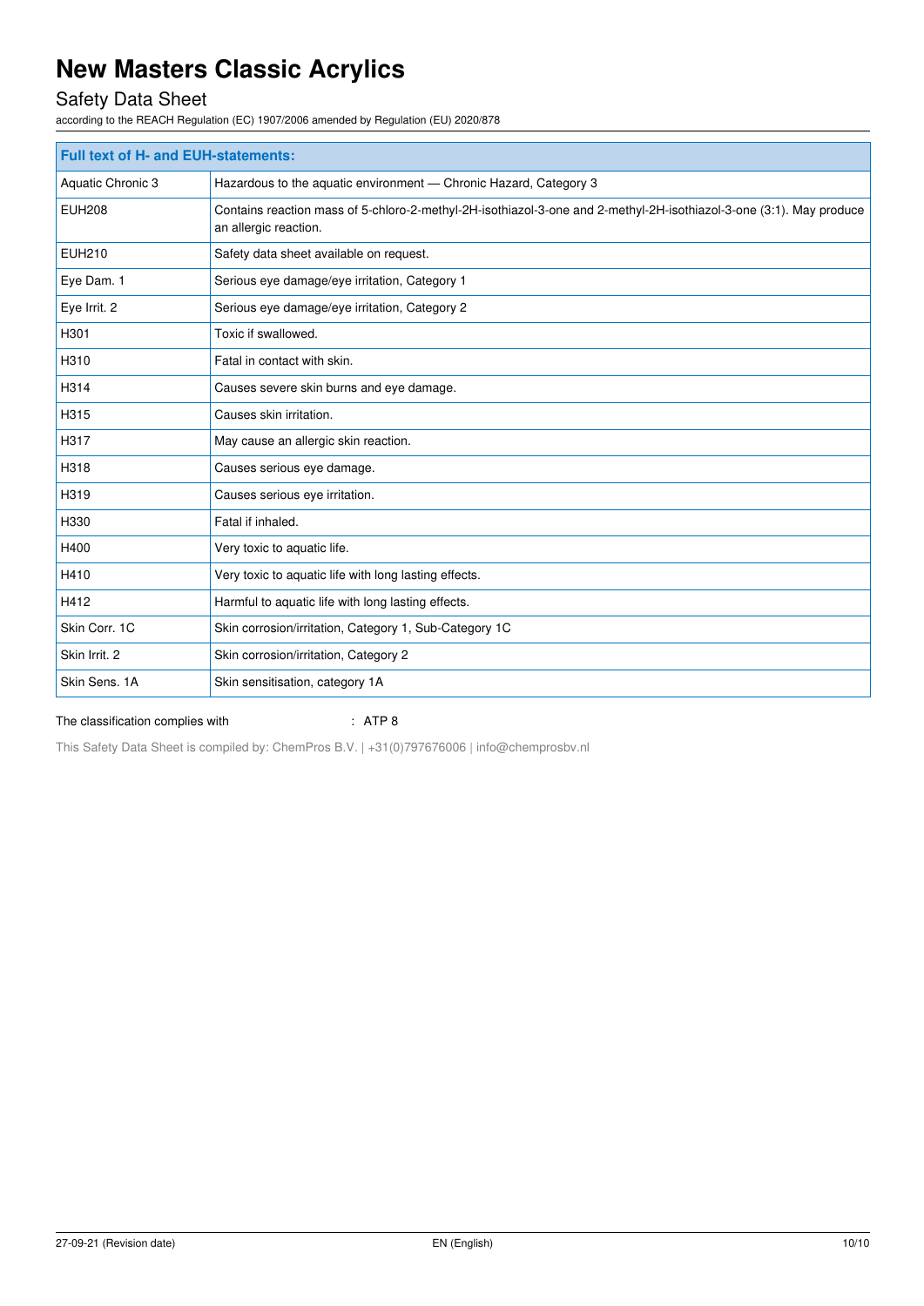| Full text of H- and EUH-statements: | |
|---|---|
| Aquatic Chronic 3 | Hazardous to the aquatic environment — Chronic Hazard, Category 3 |
| EUH208 | Contains reaction mass of 5-chloro-2-methyl-2H-isothiazol-3-one and 2-methyl-2H-isothiazol-3-one (3:1). May produce an allergic reaction. |
| EUH210 | Safety data sheet available on request. |
| Eye Dam. 1 | Serious eye damage/eye irritation, Category 1 |
| Eye Irrit. 2 | Serious eye damage/eye irritation, Category 2 |
| H301 | Toxic if swallowed. |
| H310 | Fatal in contact with skin. |
| H314 | Causes severe skin burns and eye damage. |
| H315 | Causes skin irritation. |
| H317 | May cause an allergic skin reaction. |
| H318 | Causes serious eye damage. |
| H319 | Causes serious eye irritation. |
| H330 | Fatal if inhaled. |
| H400 | Very toxic to aquatic life. |
| H410 | Very toxic to aquatic life with long lasting effects. |
| H412 | Harmful to aquatic life with long lasting effects. |
| Skin Corr. 1C | Skin corrosion/irritation, Category 1, Sub-Category 1C |
| Skin Irrit. 2 | Skin corrosion/irritation, Category 2 |
| Skin Sens. 1A | Skin sensitisation, category 1A |

The classification complies with : ATP 8

This Safety Data Sheet is compiled by: ChemPros B.V. | +31(0)797676006 | info@chemprosbv.nl